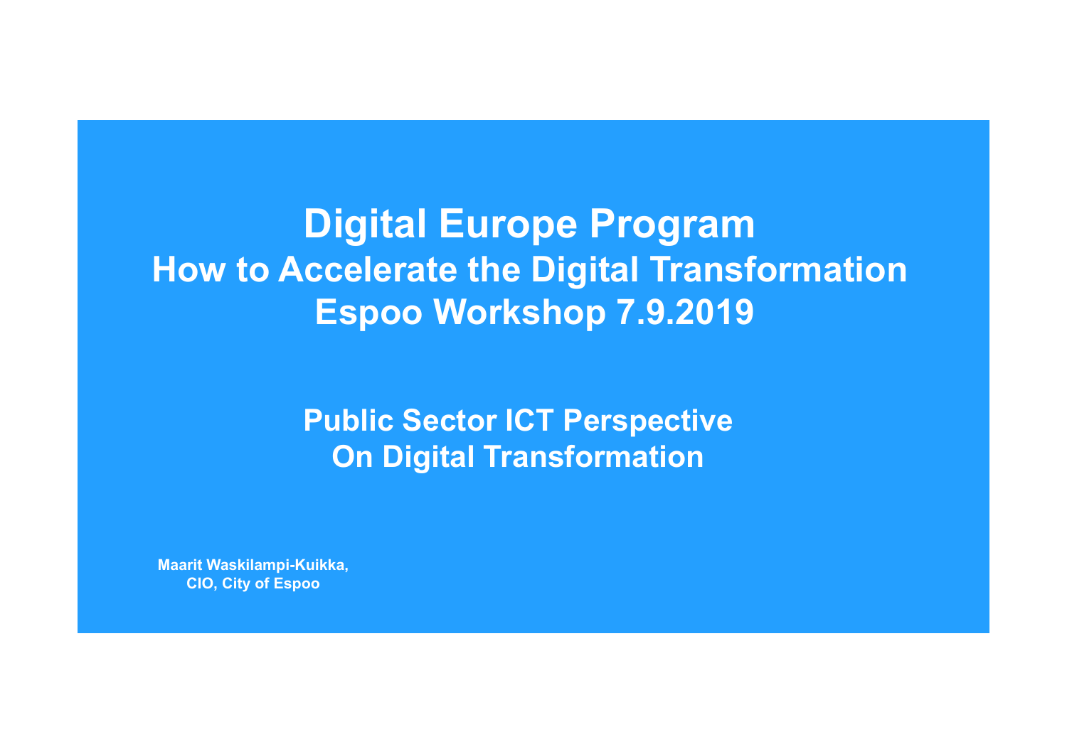# Digital Europe Program
## How to Accelerate the Digital Transformation
## Espoo Workshop 7.9.2019

### Public Sector ICT Perspective
### On Digital Transformation

**Maarit Waskilampi-Kuikka,**
**CIO, City of Espoo**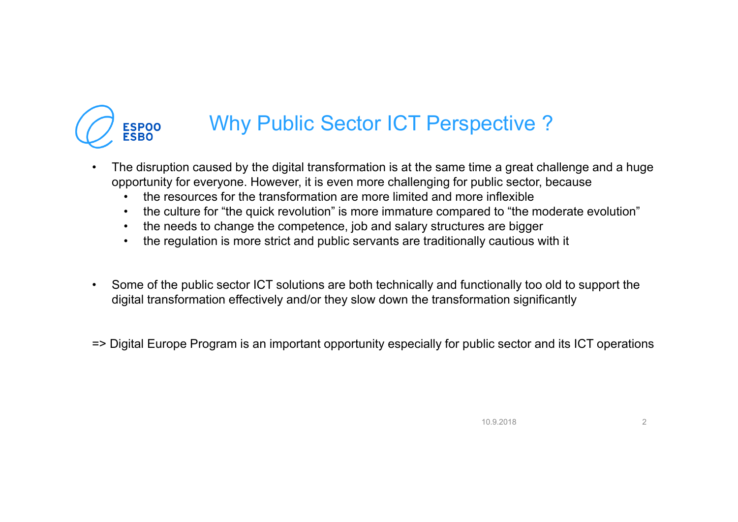# Why Public Sector ICT Perspective ?

- The disruption caused by the digital transformation is at the same time a great challenge and a huge opportunity for everyone. However, it is even more challenging for public sector, because
  - the resources for the transformation are more limited and more inflexible
  - the culture for "the quick revolution" is more immature compared to "the moderate evolution"
  - the needs to change the competence, job and salary structures are bigger
  - the regulation is more strict and public servants are traditionally cautious with it

- Some of the public sector ICT solutions are both technically and functionally too old to support the digital transformation effectively and/or they slow down the transformation significantly

=> Digital Europe Program is an important opportunity especially for public sector and its ICT operations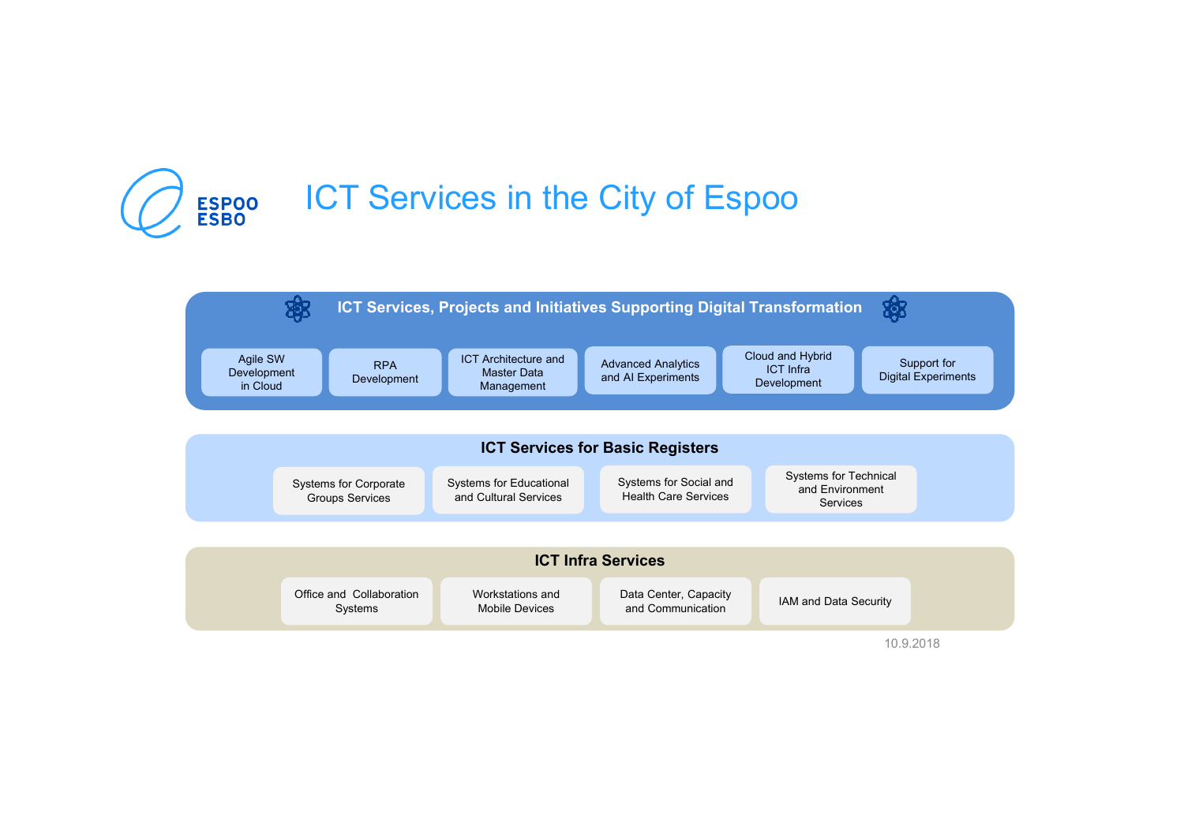# ICT Services in the City of Espoo

## ICT Services, Projects and Initiatives Supporting Digital Transformation

- Agile SW Development in Cloud
- RPA Development
- ICT Architecture and Master Data Management
- Advanced Analytics and AI Experiments
- Cloud and Hybrid ICT Infra Development
- Support for Digital Experiments

## ICT Services for Basic Registers

- Systems for Corporate Groups Services
- Systems for Educational and Cultural Services
- Systems for Social and Health Care Services
- Systems for Technical and Environment Services

## ICT Infra Services

- Office and Collaboration Systems
- Workstations and Mobile Devices
- Data Center, Capacity and Communication
- IAM and Data Security

10.9.2018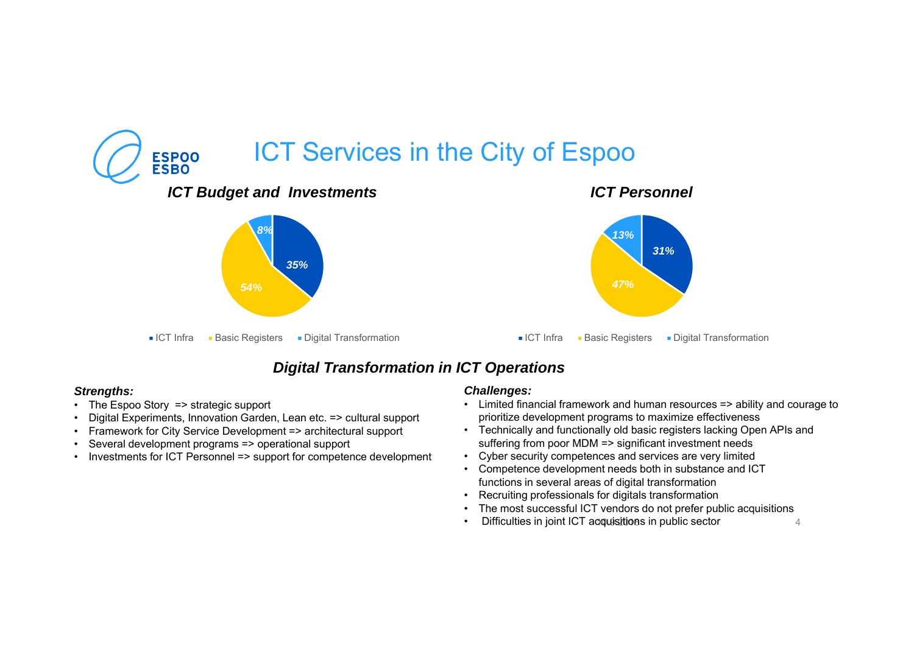# ICT Services in the City of Espoo

### *ICT Budget and Investments*

| Category | Share |
|---|---|
| ICT Infra | 35% |
| Basic Registers | 54% |
| Digital Transformation | 8% |

### *ICT Personnel*

| Category | Share |
|---|---|
| ICT Infra | 31% |
| Basic Registers | 47% |
| Digital Transformation | 13% |

## *Digital Transformation in ICT Operations*

***Strengths:***

- The Espoo Story => strategic support
- Digital Experiments, Innovation Garden, Lean etc. => cultural support
- Framework for City Service Development => architectural support
- Several development programs => operational support
- Investments for ICT Personnel => support for competence development

***Challenges:***

- Limited financial framework and human resources => ability and courage to prioritize development programs to maximize effectiveness
- Technically and functionally old basic registers lacking Open APIs and suffering from poor MDM => significant investment needs
- Cyber security competences and services are very limited
- Competence development needs both in substance and ICT functions in several areas of digital transformation
- Recruiting professionals for digitals transformation
- The most successful ICT vendors do not prefer public acquisitions
- Difficulties in joint ICT acquisitions in public sector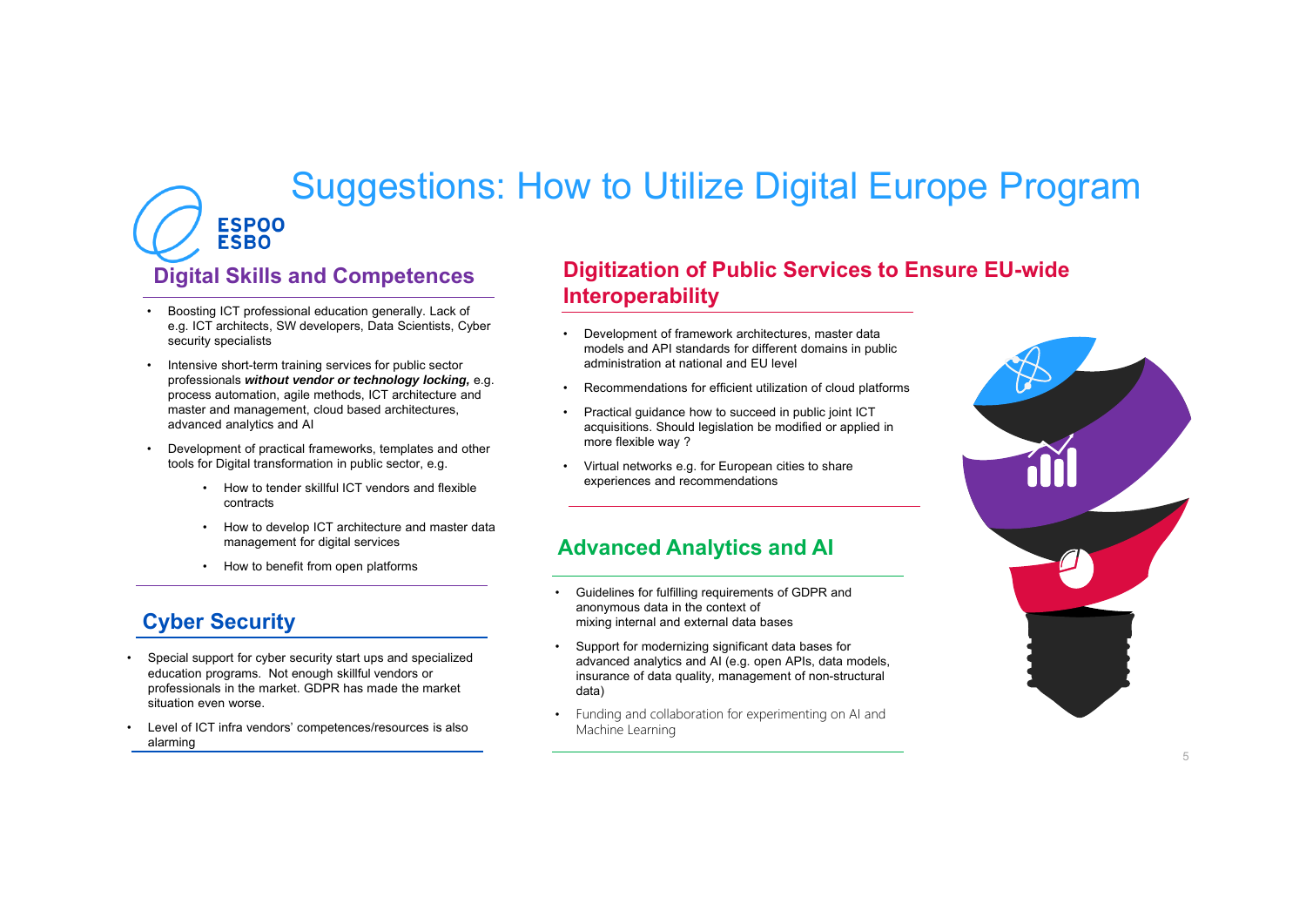# Suggestions: How to Utilize Digital Europe Program

ESPOO
ESBO

## Digital Skills and Competences

- Boosting ICT professional education generally. Lack of e.g. ICT architects, SW developers, Data Scientists, Cyber security specialists
- Intensive short-term training services for public sector professionals ***without vendor or technology locking,*** e.g. process automation, agile methods, ICT architecture and master and management, cloud based architectures, advanced analytics and AI
- Development of practical frameworks, templates and other tools for Digital transformation in public sector, e.g.
  - How to tender skillful ICT vendors and flexible contracts
  - How to develop ICT architecture and master data management for digital services
  - How to benefit from open platforms

## Cyber Security

- Special support for cyber security start ups and specialized education programs. Not enough skillful vendors or professionals in the market. GDPR has made the market situation even worse.
- Level of ICT infra vendors' competences/resources is also alarming

## Digitization of Public Services to Ensure EU-wide Interoperability

- Development of framework architectures, master data models and API standards for different domains in public administration at national and EU level
- Recommendations for efficient utilization of cloud platforms
- Practical guidance how to succeed in public joint ICT acquisitions. Should legislation be modified or applied in more flexible way ?
- Virtual networks e.g. for European cities to share experiences and recommendations

## Advanced Analytics and AI

- Guidelines for fulfilling requirements of GDPR and anonymous data in the context of mixing internal and external data bases
- Support for modernizing significant data bases for advanced analytics and AI (e.g. open APIs, data models, insurance of data quality, management of non-structural data)
- Funding and collaboration for experimenting on AI and Machine Learning